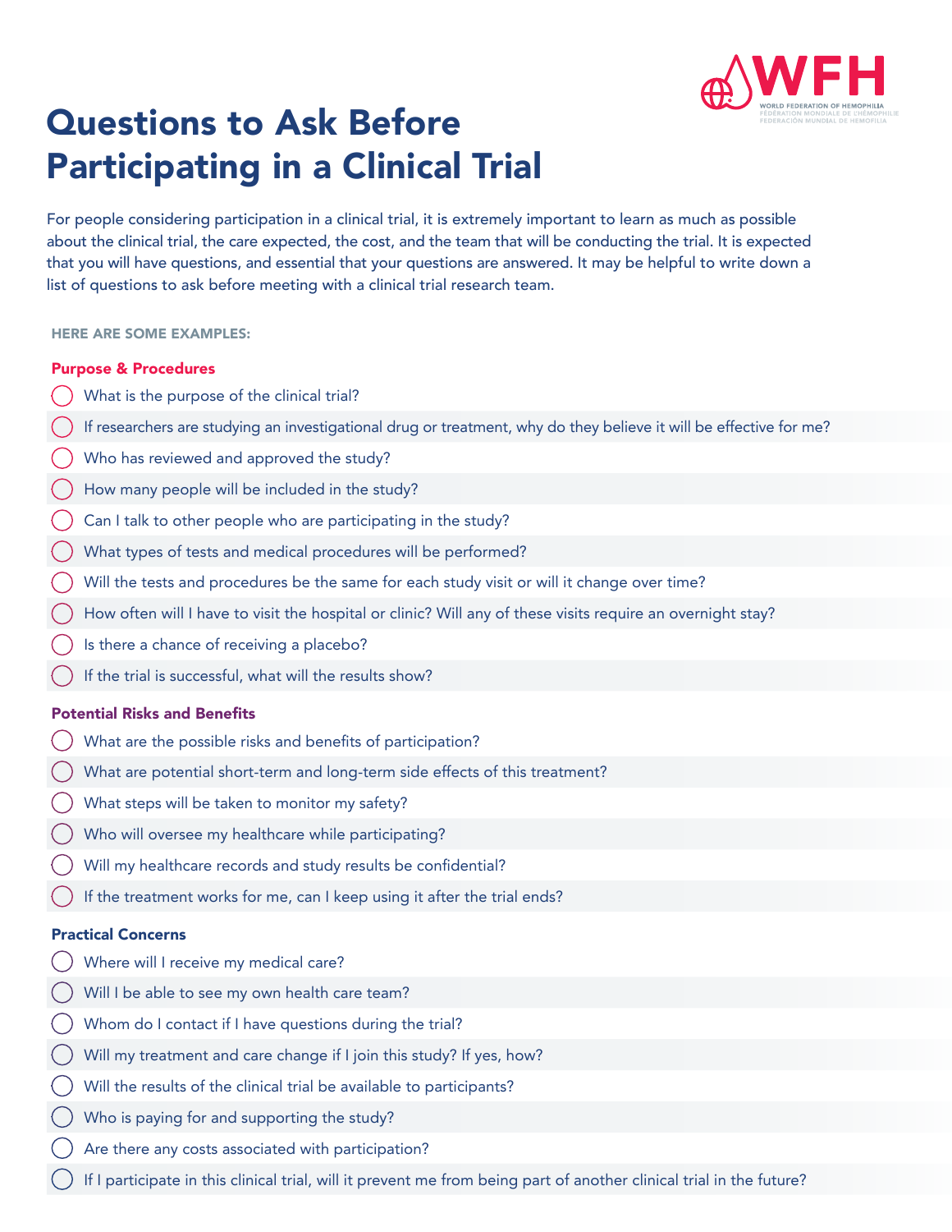# Questions to Ask Before Participating in a Clinical Trial

For people considering participation in a clinical trial, it is extremely important to learn as much as possible about the clinical trial, the care expected, the cost, and the team that will be conducting the trial. It is expected that you will have questions, and essential that your questions are answered. It may be helpful to write down a list of questions to ask before meeting with a clinical trial research team.

**HERE ARE SOME EXAMPLES:**

## Purpose & Procedures

- What is the purpose of the clinical trial?
- If researchers are studying an investigational drug or treatment, why do they believe it will be effective for me?
- Who has reviewed and approved the study?
- How many people will be included in the study?
- Can I talk to other people who are participating in the study?
- What types of tests and medical procedures will be performed?
- Will the tests and procedures be the same for each study visit or will it change over time?
- How often will I have to visit the hospital or clinic? Will any of these visits require an overnight stay?
- Is there a chance of receiving a placebo?
- If the trial is successful, what will the results show?

## Potential Risks and Benefits

- What are the possible risks and benefits of participation?
- What are potential short-term and long-term side effects of this treatment?
- What steps will be taken to monitor my safety?
- Who will oversee my healthcare while participating?
- Will my healthcare records and study results be confidential?
- If the treatment works for me, can I keep using it after the trial ends?

## Practical Concerns

- Where will I receive my medical care?
- Will I be able to see my own health care team?
- Whom do I contact if I have questions during the trial?
- Will my treatment and care change if I join this study? If yes, how?
- Will the results of the clinical trial be available to participants?
- Who is paying for and supporting the study?
- Are there any costs associated with participation?
- If I participate in this clinical trial, will it prevent me from being part of another clinical trial in the future?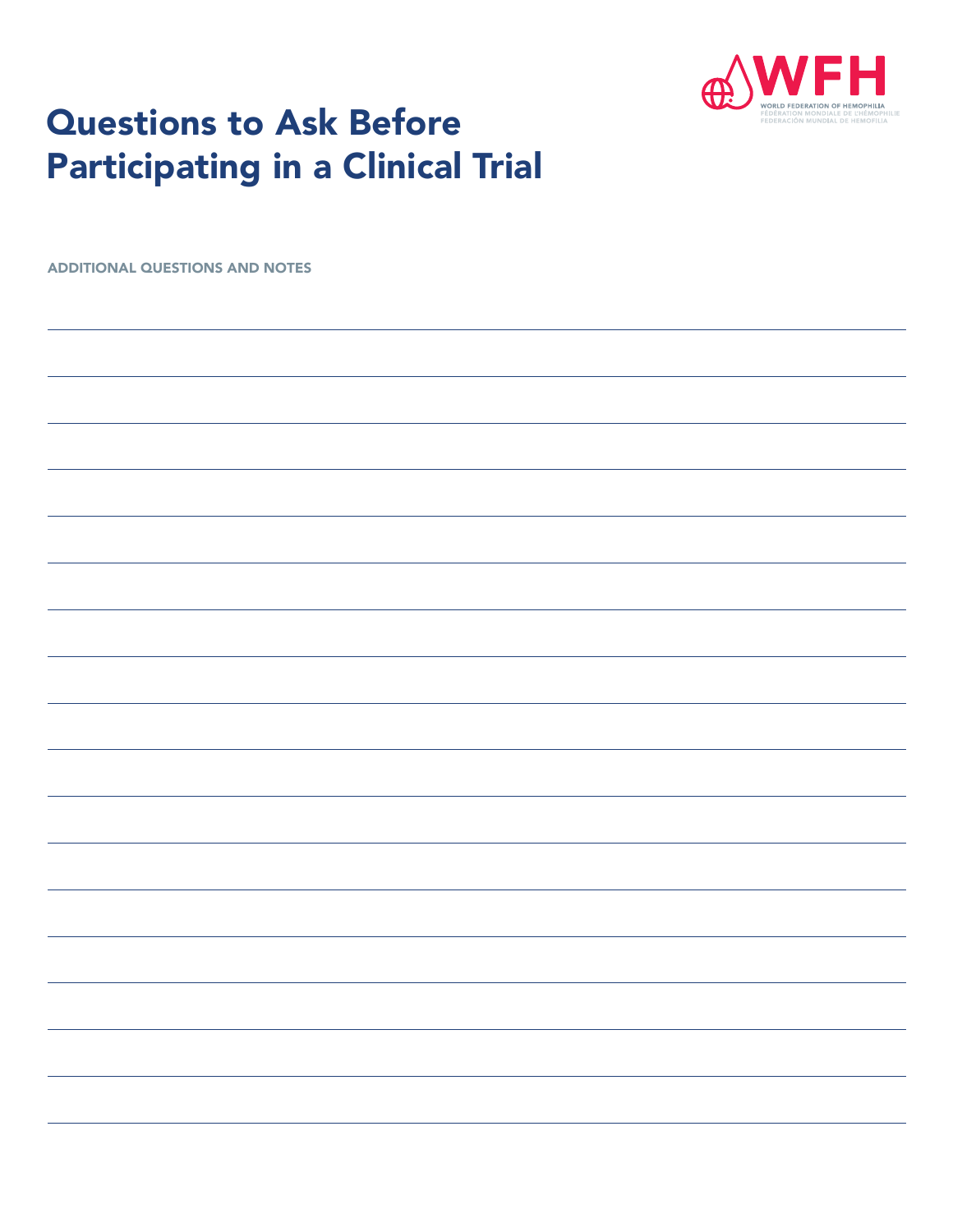# Questions to Ask Before Participating in a Clinical Trial

ADDITIONAL QUESTIONS AND NOTES